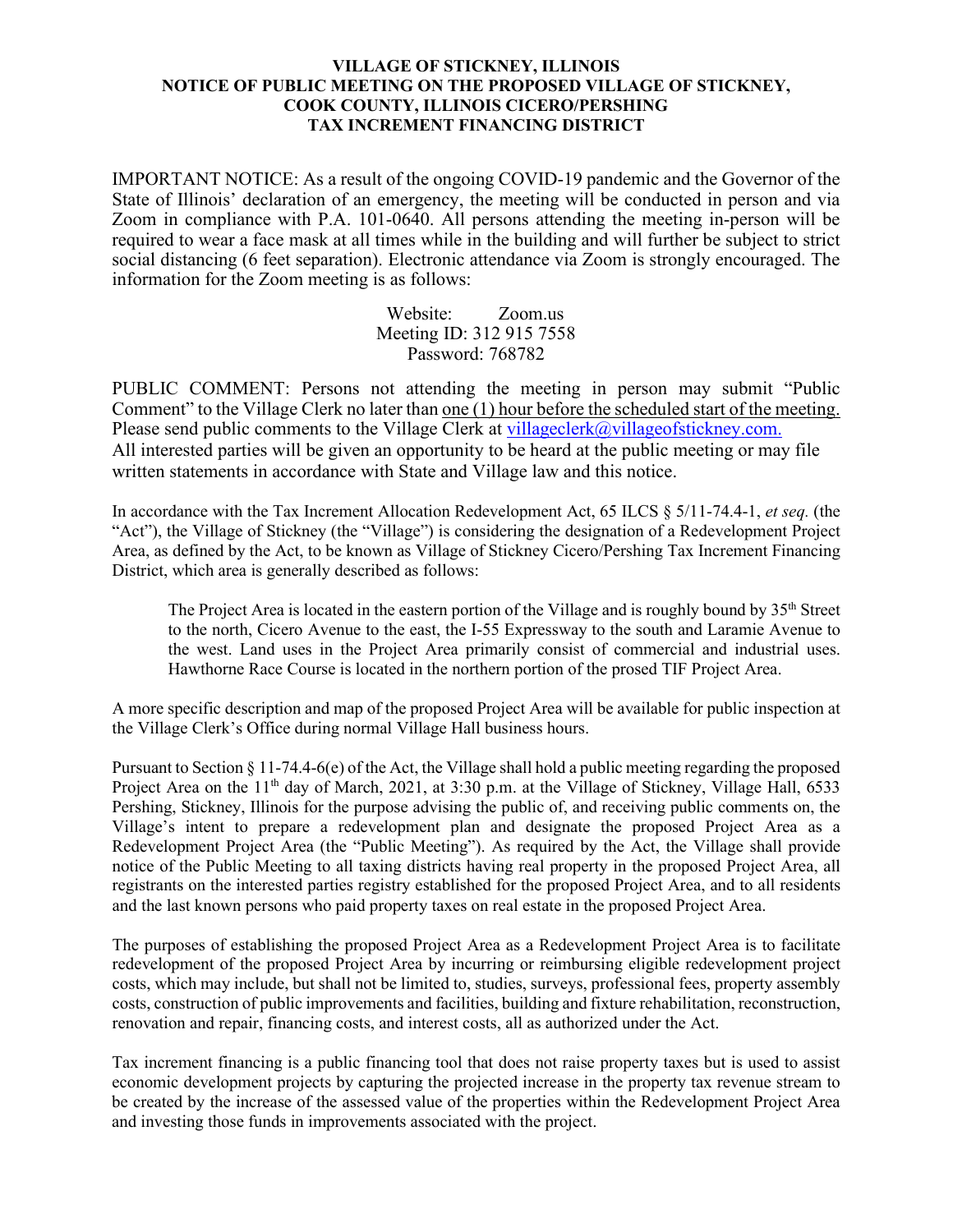# VILLAGE OF STICKNEY, ILLINOIS
## NOTICE OF PUBLIC MEETING ON THE PROPOSED VILLAGE OF STICKNEY, COOK COUNTY, ILLINOIS CICERO/PERSHING TAX INCREMENT FINANCING DISTRICT

IMPORTANT NOTICE: As a result of the ongoing COVID-19 pandemic and the Governor of the State of Illinois' declaration of an emergency, the meeting will be conducted in person and via Zoom in compliance with P.A. 101-0640. All persons attending the meeting in-person will be required to wear a face mask at all times while in the building and will further be subject to strict social distancing (6 feet separation). Electronic attendance via Zoom is strongly encouraged. The information for the Zoom meeting is as follows:

Website: Zoom.us
Meeting ID: 312 915 7558
Password: 768782

PUBLIC COMMENT: Persons not attending the meeting in person may submit "Public Comment" to the Village Clerk no later than <u>one (1) hour before the scheduled start of the meeting.</u> Please send public comments to the Village Clerk at villageclerk@villageofstickney.com.
All interested parties will be given an opportunity to be heard at the public meeting or may file written statements in accordance with State and Village law and this notice.

In accordance with the Tax Increment Allocation Redevelopment Act, 65 ILCS § 5/11-74.4-1, *et seq.* (the "Act"), the Village of Stickney (the "Village") is considering the designation of a Redevelopment Project Area, as defined by the Act, to be known as Village of Stickney Cicero/Pershing Tax Increment Financing District, which area is generally described as follows:

> The Project Area is located in the eastern portion of the Village and is roughly bound by 35th Street to the north, Cicero Avenue to the east, the I-55 Expressway to the south and Laramie Avenue to the west. Land uses in the Project Area primarily consist of commercial and industrial uses. Hawthorne Race Course is located in the northern portion of the prosed TIF Project Area.

A more specific description and map of the proposed Project Area will be available for public inspection at the Village Clerk's Office during normal Village Hall business hours.

Pursuant to Section § 11-74.4-6(e) of the Act, the Village shall hold a public meeting regarding the proposed Project Area on the 11th day of March, 2021, at 3:30 p.m. at the Village of Stickney, Village Hall, 6533 Pershing, Stickney, Illinois for the purpose advising the public of, and receiving public comments on, the Village's intent to prepare a redevelopment plan and designate the proposed Project Area as a Redevelopment Project Area (the "Public Meeting"). As required by the Act, the Village shall provide notice of the Public Meeting to all taxing districts having real property in the proposed Project Area, all registrants on the interested parties registry established for the proposed Project Area, and to all residents and the last known persons who paid property taxes on real estate in the proposed Project Area.

The purposes of establishing the proposed Project Area as a Redevelopment Project Area is to facilitate redevelopment of the proposed Project Area by incurring or reimbursing eligible redevelopment project costs, which may include, but shall not be limited to, studies, surveys, professional fees, property assembly costs, construction of public improvements and facilities, building and fixture rehabilitation, reconstruction, renovation and repair, financing costs, and interest costs, all as authorized under the Act.

Tax increment financing is a public financing tool that does not raise property taxes but is used to assist economic development projects by capturing the projected increase in the property tax revenue stream to be created by the increase of the assessed value of the properties within the Redevelopment Project Area and investing those funds in improvements associated with the project.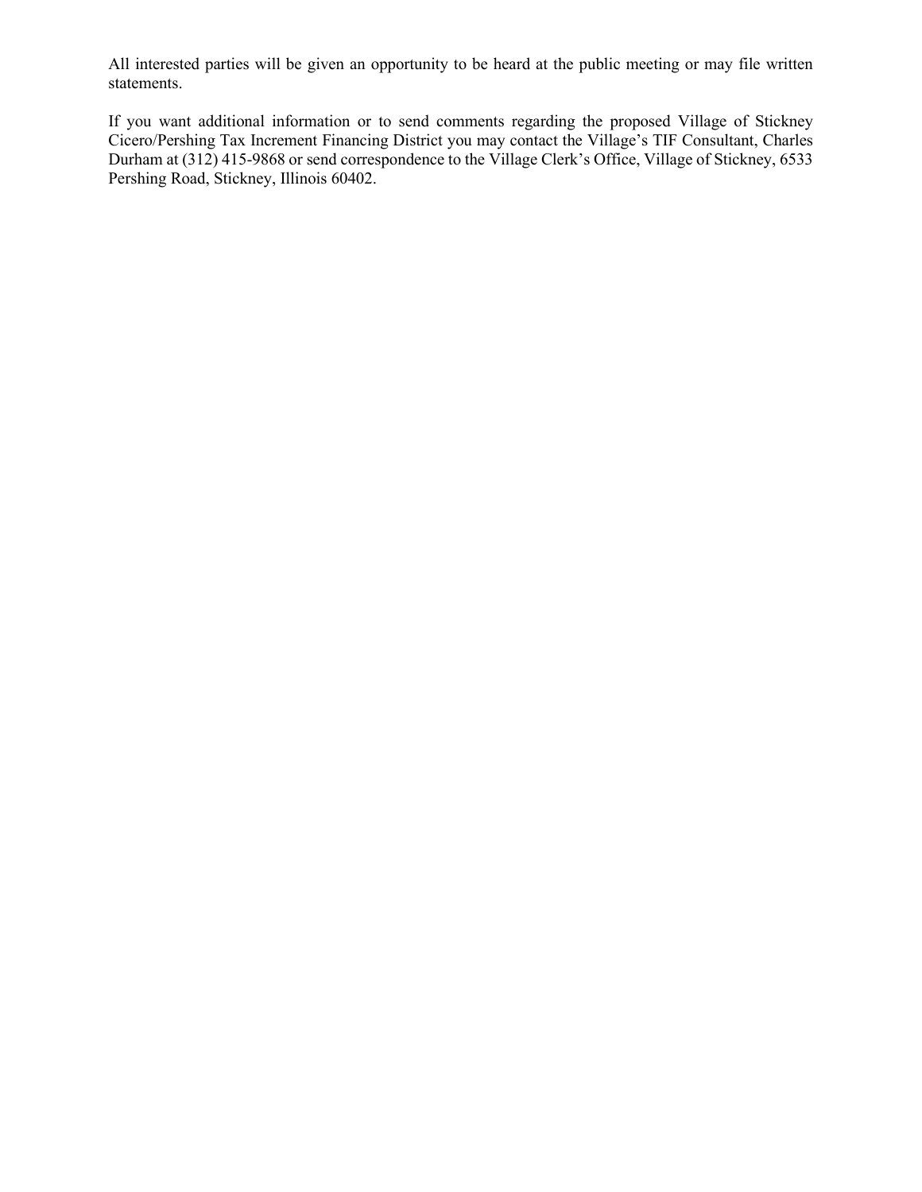All interested parties will be given an opportunity to be heard at the public meeting or may file written statements.

If you want additional information or to send comments regarding the proposed Village of Stickney Cicero/Pershing Tax Increment Financing District you may contact the Village's TIF Consultant, Charles Durham at (312) 415-9868 or send correspondence to the Village Clerk's Office, Village of Stickney, 6533 Pershing Road, Stickney, Illinois 60402.